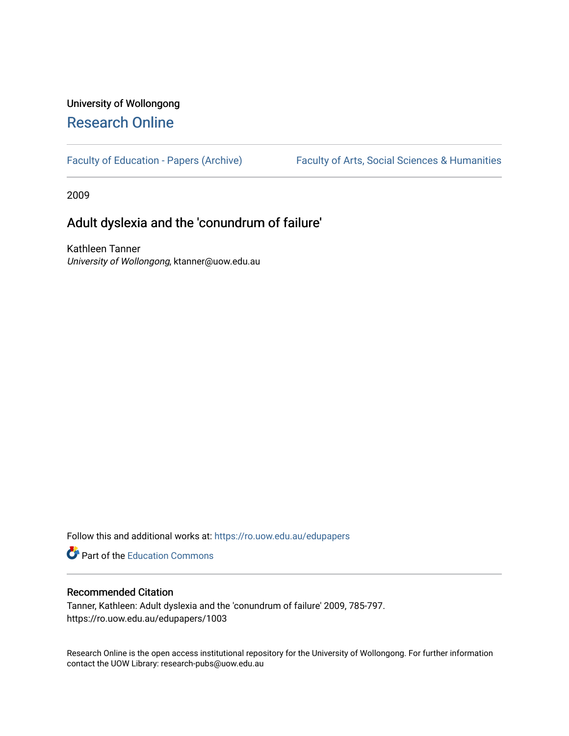University of Wollongong

# Research Online

Faculty of Education - Papers (Archive) | Faculty of Arts, Social Sciences & Humanities

2009

## Adult dyslexia and the 'conundrum of failure'

Kathleen Tanner
*University of Wollongong*, ktanner@uow.edu.au

Follow this and additional works at: https://ro.uow.edu.au/edupapers

Part of the Education Commons

### Recommended Citation

Tanner, Kathleen: Adult dyslexia and the 'conundrum of failure' 2009, 785-797.
https://ro.uow.edu.au/edupapers/1003

Research Online is the open access institutional repository for the University of Wollongong. For further information contact the UOW Library: research-pubs@uow.edu.au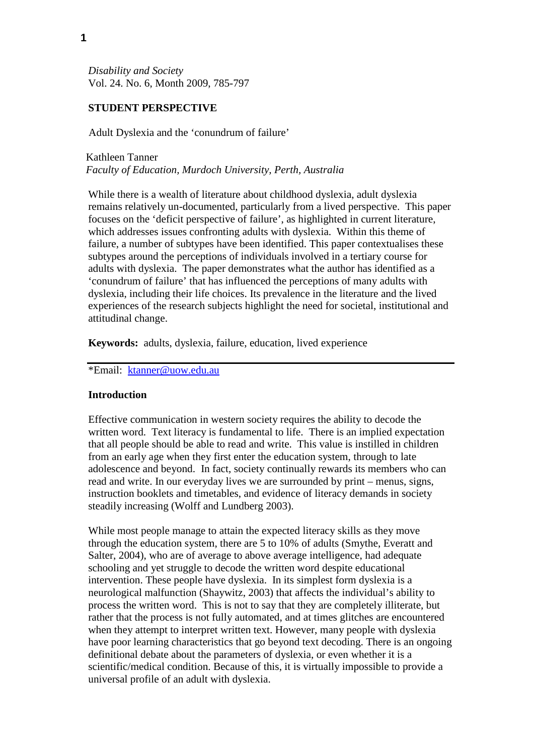*Disability and Society*
Vol. 24. No. 6, Month 2009, 785-797

**STUDENT PERSPECTIVE**

# Adult Dyslexia and the 'conundrum of failure'

Kathleen Tanner
*Faculty of Education, Murdoch University, Perth, Australia*

While there is a wealth of literature about childhood dyslexia, adult dyslexia remains relatively un-documented, particularly from a lived perspective. This paper focuses on the 'deficit perspective of failure', as highlighted in current literature, which addresses issues confronting adults with dyslexia. Within this theme of failure, a number of subtypes have been identified. This paper contextualises these subtypes around the perceptions of individuals involved in a tertiary course for adults with dyslexia. The paper demonstrates what the author has identified as a 'conundrum of failure' that has influenced the perceptions of many adults with dyslexia, including their life choices. Its prevalence in the literature and the lived experiences of the research subjects highlight the need for societal, institutional and attitudinal change.

**Keywords:** adults, dyslexia, failure, education, lived experience

---

*Email: ktanner@uow.edu.au

## Introduction

Effective communication in western society requires the ability to decode the written word. Text literacy is fundamental to life. There is an implied expectation that all people should be able to read and write. This value is instilled in children from an early age when they first enter the education system, through to late adolescence and beyond. In fact, society continually rewards its members who can read and write. In our everyday lives we are surrounded by print – menus, signs, instruction booklets and timetables, and evidence of literacy demands in society steadily increasing (Wolff and Lundberg 2003).

While most people manage to attain the expected literacy skills as they move through the education system, there are 5 to 10% of adults (Smythe, Everatt and Salter, 2004), who are of average to above average intelligence, had adequate schooling and yet struggle to decode the written word despite educational intervention. These people have dyslexia. In its simplest form dyslexia is a neurological malfunction (Shaywitz, 2003) that affects the individual's ability to process the written word. This is not to say that they are completely illiterate, but rather that the process is not fully automated, and at times glitches are encountered when they attempt to interpret written text. However, many people with dyslexia have poor learning characteristics that go beyond text decoding. There is an ongoing definitional debate about the parameters of dyslexia, or even whether it is a scientific/medical condition. Because of this, it is virtually impossible to provide a universal profile of an adult with dyslexia.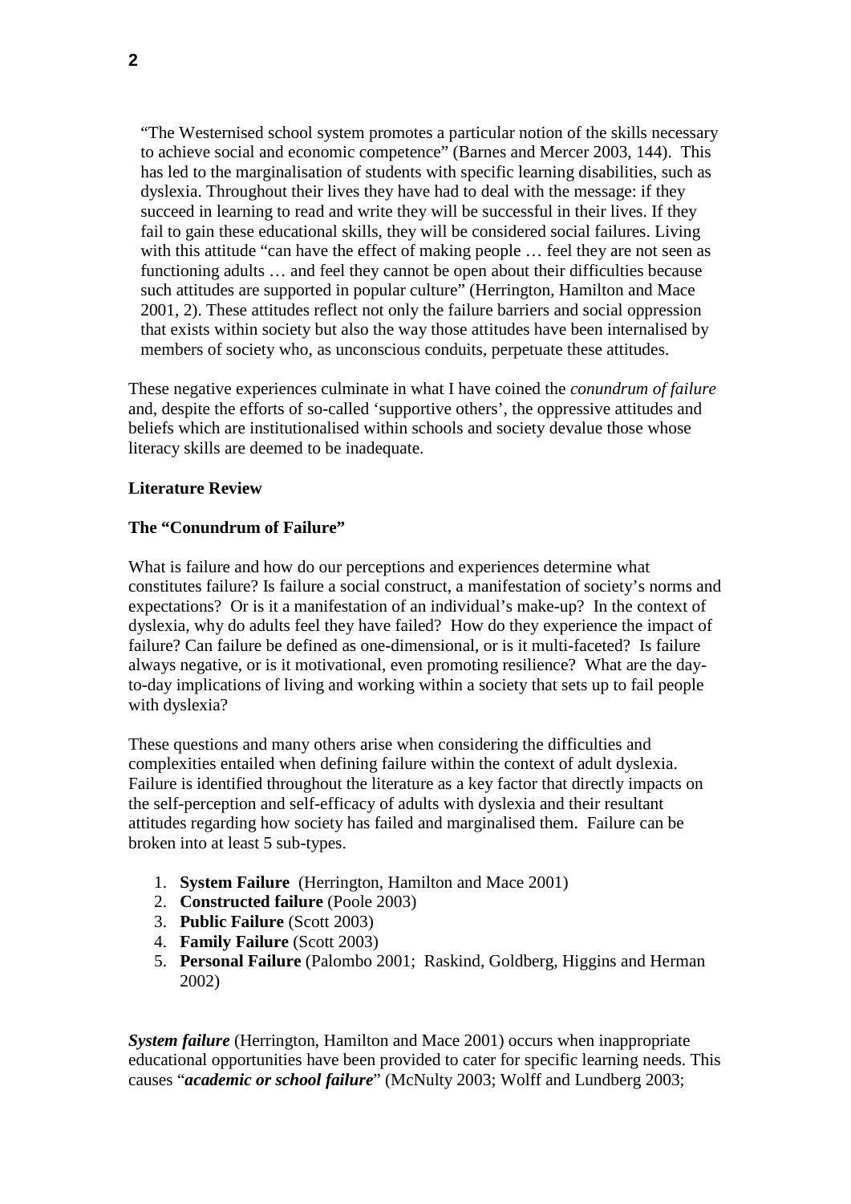> "The Westernised school system promotes a particular notion of the skills necessary to achieve social and economic competence" (Barnes and Mercer 2003, 144). This has led to the marginalisation of students with specific learning disabilities, such as dyslexia. Throughout their lives they have had to deal with the message: if they succeed in learning to read and write they will be successful in their lives. If they fail to gain these educational skills, they will be considered social failures. Living with this attitude "can have the effect of making people … feel they are not seen as functioning adults … and feel they cannot be open about their difficulties because such attitudes are supported in popular culture" (Herrington, Hamilton and Mace 2001, 2). These attitudes reflect not only the failure barriers and social oppression that exists within society but also the way those attitudes have been internalised by members of society who, as unconscious conduits, perpetuate these attitudes.

These negative experiences culminate in what I have coined the *conundrum of failure* and, despite the efforts of so-called 'supportive others', the oppressive attitudes and beliefs which are institutionalised within schools and society devalue those whose literacy skills are deemed to be inadequate.

## Literature Review

### The "Conundrum of Failure"

What is failure and how do our perceptions and experiences determine what constitutes failure? Is failure a social construct, a manifestation of society's norms and expectations? Or is it a manifestation of an individual's make-up? In the context of dyslexia, why do adults feel they have failed? How do they experience the impact of failure? Can failure be defined as one-dimensional, or is it multi-faceted? Is failure always negative, or is it motivational, even promoting resilience? What are the day-to-day implications of living and working within a society that sets up to fail people with dyslexia?

These questions and many others arise when considering the difficulties and complexities entailed when defining failure within the context of adult dyslexia. Failure is identified throughout the literature as a key factor that directly impacts on the self-perception and self-efficacy of adults with dyslexia and their resultant attitudes regarding how society has failed and marginalised them. Failure can be broken into at least 5 sub-types.

1. **System Failure** (Herrington, Hamilton and Mace 2001)
2. **Constructed failure** (Poole 2003)
3. **Public Failure** (Scott 2003)
4. **Family Failure** (Scott 2003)
5. **Personal Failure** (Palombo 2001; Raskind, Goldberg, Higgins and Herman 2002)

***System failure*** (Herrington, Hamilton and Mace 2001) occurs when inappropriate educational opportunities have been provided to cater for specific learning needs. This causes "***academic or school failure***" (McNulty 2003; Wolff and Lundberg 2003;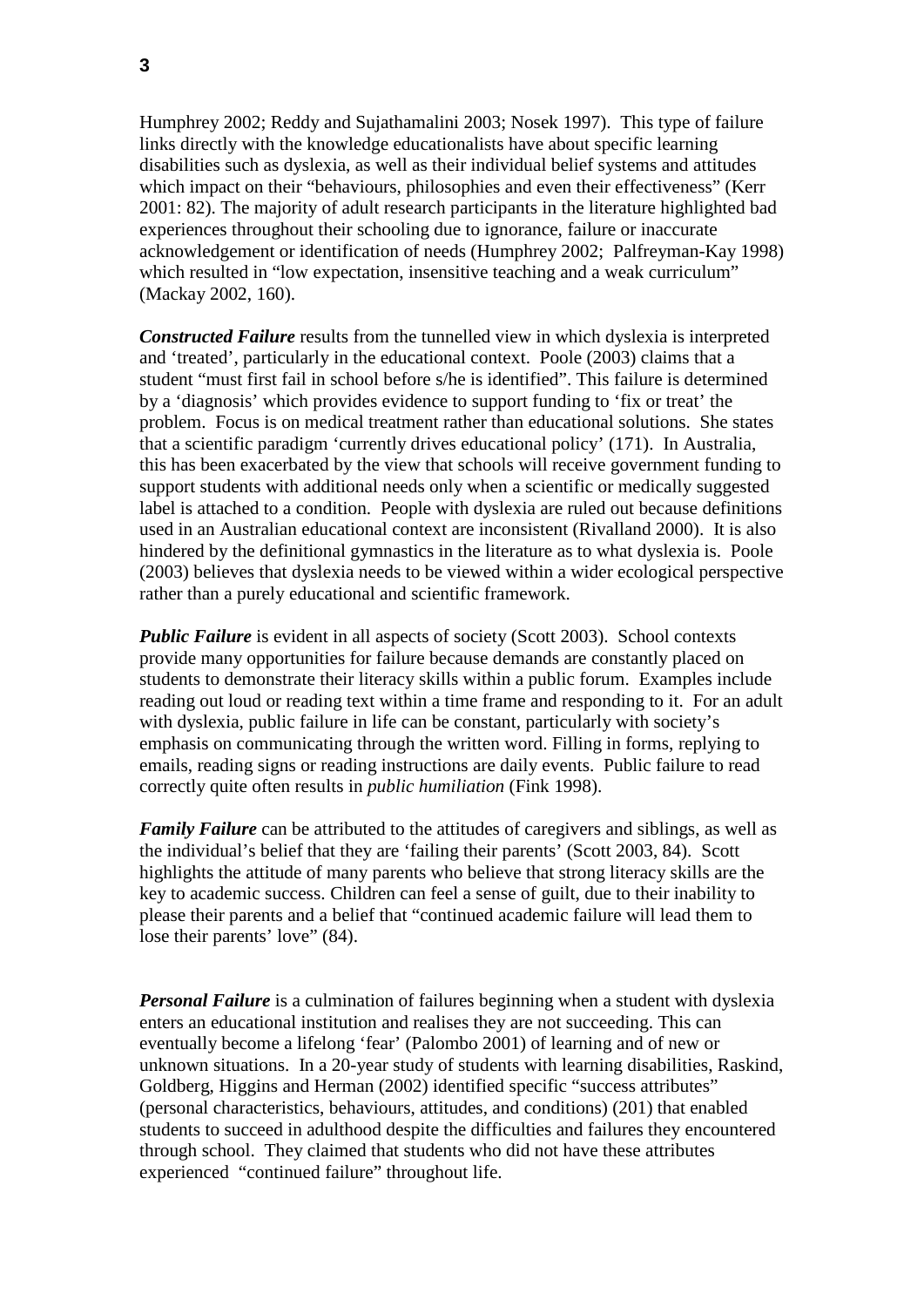Humphrey 2002; Reddy and Sujathamalini 2003; Nosek 1997). This type of failure links directly with the knowledge educationalists have about specific learning disabilities such as dyslexia, as well as their individual belief systems and attitudes which impact on their "behaviours, philosophies and even their effectiveness" (Kerr 2001: 82). The majority of adult research participants in the literature highlighted bad experiences throughout their schooling due to ignorance, failure or inaccurate acknowledgement or identification of needs (Humphrey 2002; Palfreyman-Kay 1998) which resulted in "low expectation, insensitive teaching and a weak curriculum" (Mackay 2002, 160).

***Constructed Failure*** results from the tunnelled view in which dyslexia is interpreted and 'treated', particularly in the educational context. Poole (2003) claims that a student "must first fail in school before s/he is identified". This failure is determined by a 'diagnosis' which provides evidence to support funding to 'fix or treat' the problem. Focus is on medical treatment rather than educational solutions. She states that a scientific paradigm 'currently drives educational policy' (171). In Australia, this has been exacerbated by the view that schools will receive government funding to support students with additional needs only when a scientific or medically suggested label is attached to a condition. People with dyslexia are ruled out because definitions used in an Australian educational context are inconsistent (Rivalland 2000). It is also hindered by the definitional gymnastics in the literature as to what dyslexia is. Poole (2003) believes that dyslexia needs to be viewed within a wider ecological perspective rather than a purely educational and scientific framework.

***Public Failure*** is evident in all aspects of society (Scott 2003). School contexts provide many opportunities for failure because demands are constantly placed on students to demonstrate their literacy skills within a public forum. Examples include reading out loud or reading text within a time frame and responding to it. For an adult with dyslexia, public failure in life can be constant, particularly with society's emphasis on communicating through the written word. Filling in forms, replying to emails, reading signs or reading instructions are daily events. Public failure to read correctly quite often results in *public humiliation* (Fink 1998).

***Family Failure*** can be attributed to the attitudes of caregivers and siblings, as well as the individual's belief that they are 'failing their parents' (Scott 2003, 84). Scott highlights the attitude of many parents who believe that strong literacy skills are the key to academic success. Children can feel a sense of guilt, due to their inability to please their parents and a belief that "continued academic failure will lead them to lose their parents' love" (84).

***Personal Failure*** is a culmination of failures beginning when a student with dyslexia enters an educational institution and realises they are not succeeding. This can eventually become a lifelong 'fear' (Palombo 2001) of learning and of new or unknown situations. In a 20-year study of students with learning disabilities, Raskind, Goldberg, Higgins and Herman (2002) identified specific "success attributes" (personal characteristics, behaviours, attitudes, and conditions) (201) that enabled students to succeed in adulthood despite the difficulties and failures they encountered through school. They claimed that students who did not have these attributes experienced "continued failure" throughout life.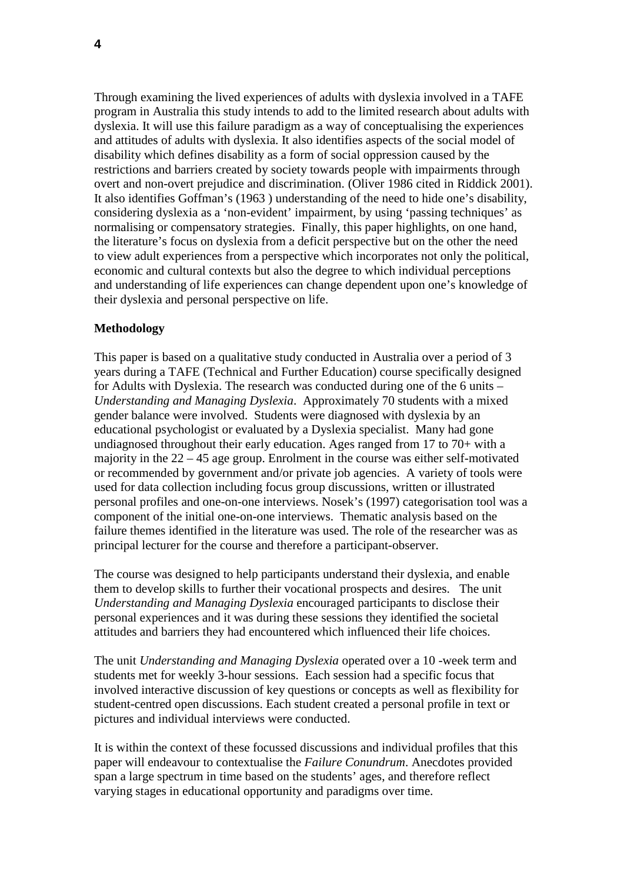Through examining the lived experiences of adults with dyslexia involved in a TAFE program in Australia this study intends to add to the limited research about adults with dyslexia. It will use this failure paradigm as a way of conceptualising the experiences and attitudes of adults with dyslexia. It also identifies aspects of the social model of disability which defines disability as a form of social oppression caused by the restrictions and barriers created by society towards people with impairments through overt and non-overt prejudice and discrimination. (Oliver 1986 cited in Riddick 2001). It also identifies Goffman's (1963 ) understanding of the need to hide one's disability, considering dyslexia as a 'non-evident' impairment, by using 'passing techniques' as normalising or compensatory strategies. Finally, this paper highlights, on one hand, the literature's focus on dyslexia from a deficit perspective but on the other the need to view adult experiences from a perspective which incorporates not only the political, economic and cultural contexts but also the degree to which individual perceptions and understanding of life experiences can change dependent upon one's knowledge of their dyslexia and personal perspective on life.

**Methodology**

This paper is based on a qualitative study conducted in Australia over a period of 3 years during a TAFE (Technical and Further Education) course specifically designed for Adults with Dyslexia. The research was conducted during one of the 6 units – *Understanding and Managing Dyslexia*. Approximately 70 students with a mixed gender balance were involved. Students were diagnosed with dyslexia by an educational psychologist or evaluated by a Dyslexia specialist. Many had gone undiagnosed throughout their early education. Ages ranged from 17 to 70+ with a majority in the 22 – 45 age group. Enrolment in the course was either self-motivated or recommended by government and/or private job agencies. A variety of tools were used for data collection including focus group discussions, written or illustrated personal profiles and one-on-one interviews. Nosek's (1997) categorisation tool was a component of the initial one-on-one interviews. Thematic analysis based on the failure themes identified in the literature was used. The role of the researcher was as principal lecturer for the course and therefore a participant-observer.

The course was designed to help participants understand their dyslexia, and enable them to develop skills to further their vocational prospects and desires. The unit *Understanding and Managing Dyslexia* encouraged participants to disclose their personal experiences and it was during these sessions they identified the societal attitudes and barriers they had encountered which influenced their life choices.

The unit *Understanding and Managing Dyslexia* operated over a 10 -week term and students met for weekly 3-hour sessions. Each session had a specific focus that involved interactive discussion of key questions or concepts as well as flexibility for student-centred open discussions. Each student created a personal profile in text or pictures and individual interviews were conducted.

It is within the context of these focussed discussions and individual profiles that this paper will endeavour to contextualise the *Failure Conundrum*. Anecdotes provided span a large spectrum in time based on the students' ages, and therefore reflect varying stages in educational opportunity and paradigms over time.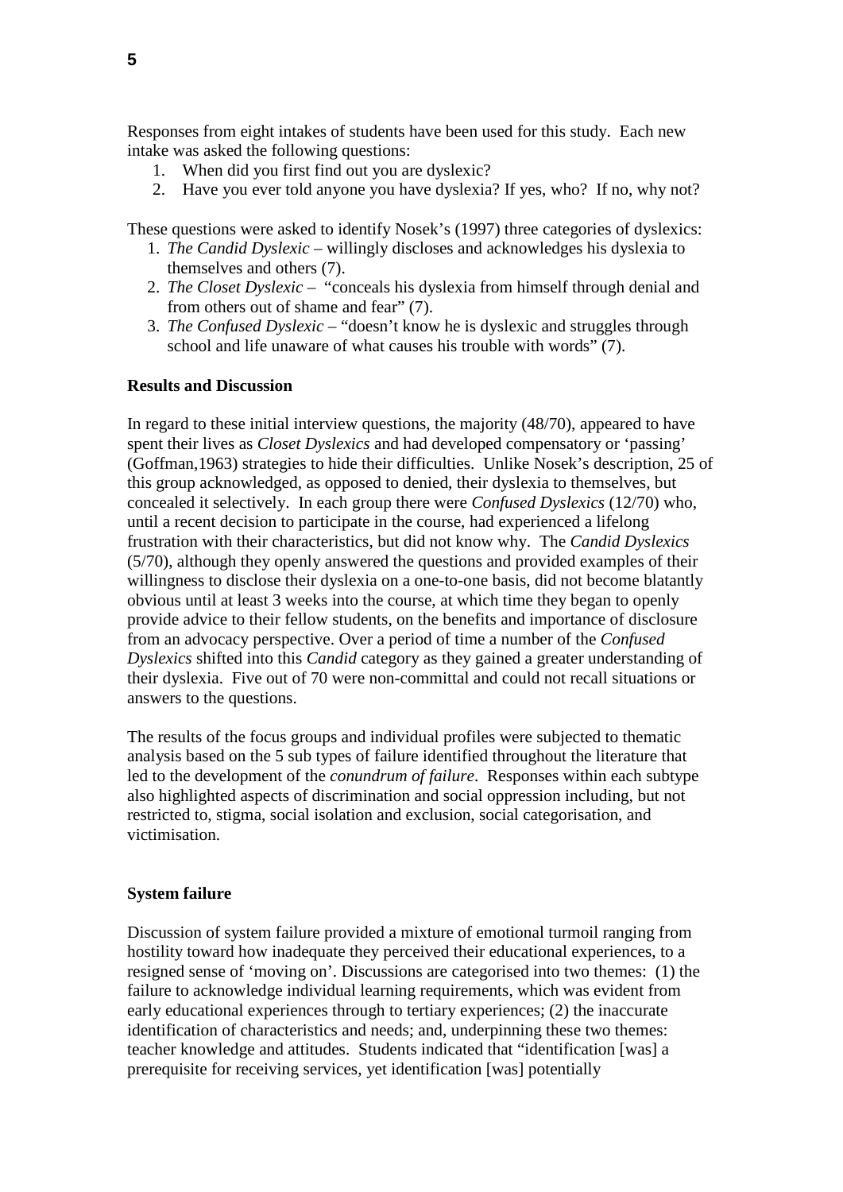Responses from eight intakes of students have been used for this study. Each new intake was asked the following questions:

1. When did you first find out you are dyslexic?
2. Have you ever told anyone you have dyslexia? If yes, who? If no, why not?

These questions were asked to identify Nosek's (1997) three categories of dyslexics:

1. *The Candid Dyslexic* – willingly discloses and acknowledges his dyslexia to themselves and others (7).
2. *The Closet Dyslexic* – "conceals his dyslexia from himself through denial and from others out of shame and fear" (7).
3. *The Confused Dyslexic* – "doesn't know he is dyslexic and struggles through school and life unaware of what causes his trouble with words" (7).

**Results and Discussion**

In regard to these initial interview questions, the majority (48/70), appeared to have spent their lives as *Closet Dyslexics* and had developed compensatory or 'passing' (Goffman,1963) strategies to hide their difficulties. Unlike Nosek's description, 25 of this group acknowledged, as opposed to denied, their dyslexia to themselves, but concealed it selectively. In each group there were *Confused Dyslexics* (12/70) who, until a recent decision to participate in the course, had experienced a lifelong frustration with their characteristics, but did not know why. The *Candid Dyslexics* (5/70), although they openly answered the questions and provided examples of their willingness to disclose their dyslexia on a one-to-one basis, did not become blatantly obvious until at least 3 weeks into the course, at which time they began to openly provide advice to their fellow students, on the benefits and importance of disclosure from an advocacy perspective. Over a period of time a number of the *Confused Dyslexics* shifted into this *Candid* category as they gained a greater understanding of their dyslexia. Five out of 70 were non-committal and could not recall situations or answers to the questions.

The results of the focus groups and individual profiles were subjected to thematic analysis based on the 5 sub types of failure identified throughout the literature that led to the development of the *conundrum of failure*. Responses within each subtype also highlighted aspects of discrimination and social oppression including, but not restricted to, stigma, social isolation and exclusion, social categorisation, and victimisation.

**System failure**

Discussion of system failure provided a mixture of emotional turmoil ranging from hostility toward how inadequate they perceived their educational experiences, to a resigned sense of 'moving on'. Discussions are categorised into two themes: (1) the failure to acknowledge individual learning requirements, which was evident from early educational experiences through to tertiary experiences; (2) the inaccurate identification of characteristics and needs; and, underpinning these two themes: teacher knowledge and attitudes. Students indicated that "identification [was] a prerequisite for receiving services, yet identification [was] potentially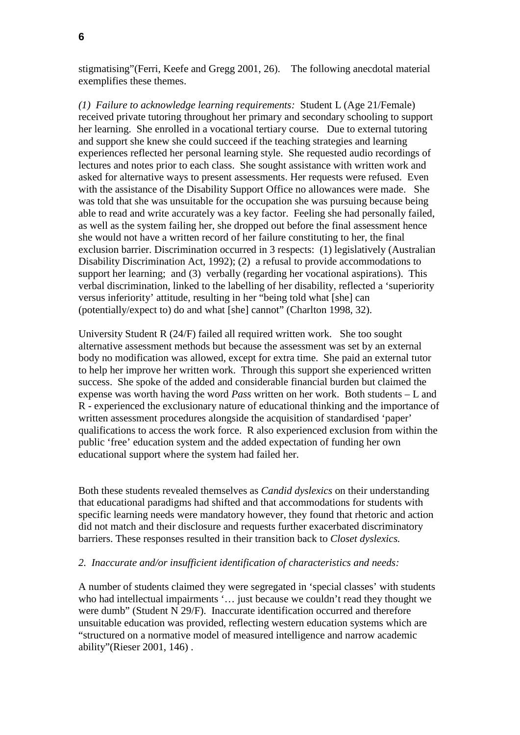stigmatising"(Ferri, Keefe and Gregg 2001, 26). The following anecdotal material exemplifies these themes.

*(1) Failure to acknowledge learning requirements:* Student L (Age 21/Female) received private tutoring throughout her primary and secondary schooling to support her learning. She enrolled in a vocational tertiary course. Due to external tutoring and support she knew she could succeed if the teaching strategies and learning experiences reflected her personal learning style. She requested audio recordings of lectures and notes prior to each class. She sought assistance with written work and asked for alternative ways to present assessments. Her requests were refused. Even with the assistance of the Disability Support Office no allowances were made. She was told that she was unsuitable for the occupation she was pursuing because being able to read and write accurately was a key factor. Feeling she had personally failed, as well as the system failing her, she dropped out before the final assessment hence she would not have a written record of her failure constituting to her, the final exclusion barrier. Discrimination occurred in 3 respects: (1) legislatively (Australian Disability Discrimination Act, 1992); (2) a refusal to provide accommodations to support her learning; and (3) verbally (regarding her vocational aspirations). This verbal discrimination, linked to the labelling of her disability, reflected a 'superiority versus inferiority' attitude, resulting in her "being told what [she] can (potentially/expect to) do and what [she] cannot" (Charlton 1998, 32).

University Student R (24/F) failed all required written work. She too sought alternative assessment methods but because the assessment was set by an external body no modification was allowed, except for extra time. She paid an external tutor to help her improve her written work. Through this support she experienced written success. She spoke of the added and considerable financial burden but claimed the expense was worth having the word *Pass* written on her work. Both students – L and R - experienced the exclusionary nature of educational thinking and the importance of written assessment procedures alongside the acquisition of standardised 'paper' qualifications to access the work force. R also experienced exclusion from within the public 'free' education system and the added expectation of funding her own educational support where the system had failed her.

Both these students revealed themselves as *Candid dyslexics* on their understanding that educational paradigms had shifted and that accommodations for students with specific learning needs were mandatory however, they found that rhetoric and action did not match and their disclosure and requests further exacerbated discriminatory barriers. These responses resulted in their transition back to *Closet dyslexics.*

*2. Inaccurate and/or insufficient identification of characteristics and needs:*

A number of students claimed they were segregated in 'special classes' with students who had intellectual impairments '… just because we couldn't read they thought we were dumb" (Student N 29/F). Inaccurate identification occurred and therefore unsuitable education was provided, reflecting western education systems which are "structured on a normative model of measured intelligence and narrow academic ability"(Rieser 2001, 146) .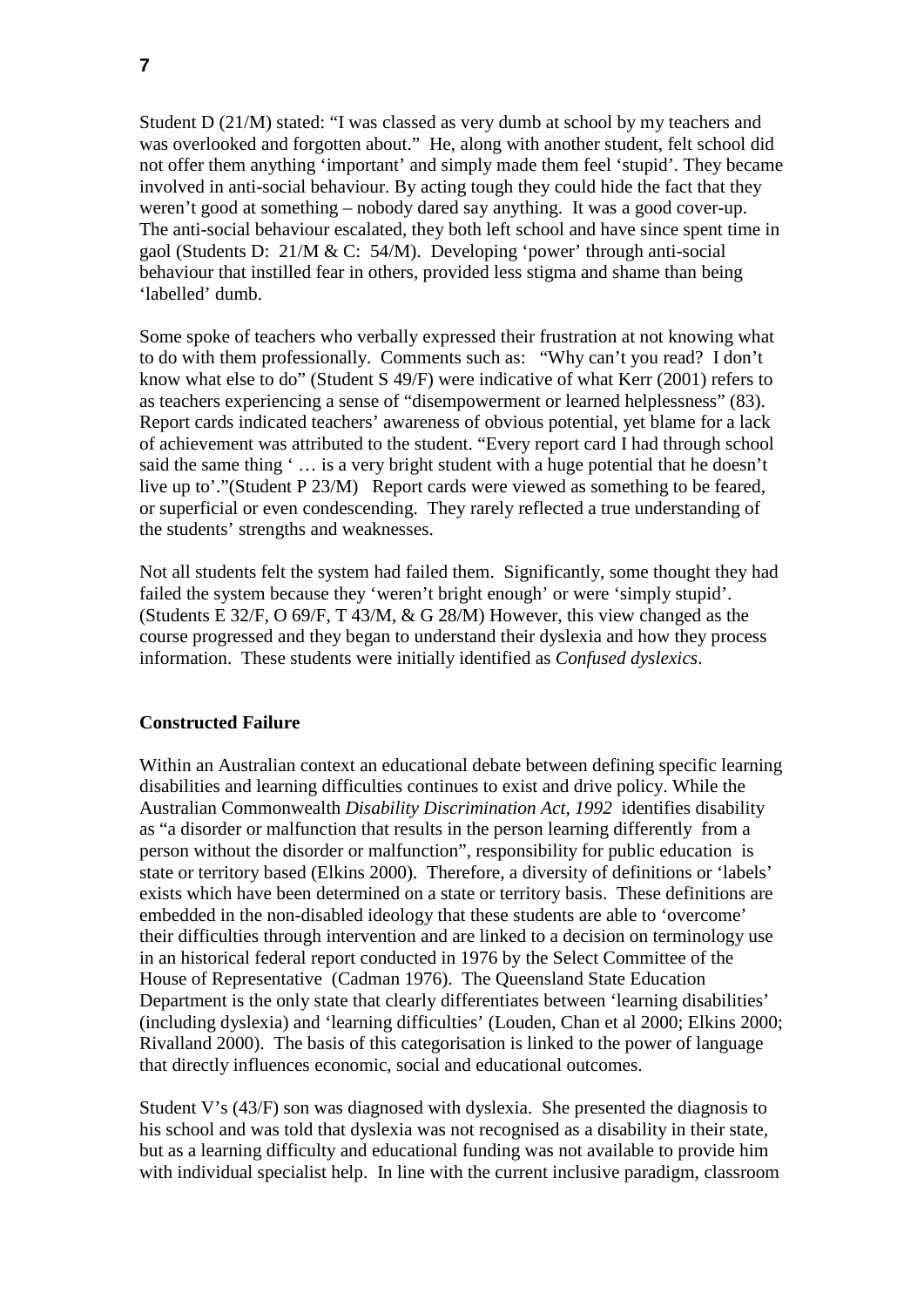Student D (21/M) stated: "I was classed as very dumb at school by my teachers and was overlooked and forgotten about." He, along with another student, felt school did not offer them anything 'important' and simply made them feel 'stupid'. They became involved in anti-social behaviour. By acting tough they could hide the fact that they weren't good at something – nobody dared say anything. It was a good cover-up. The anti-social behaviour escalated, they both left school and have since spent time in gaol (Students D: 21/M & C: 54/M). Developing 'power' through anti-social behaviour that instilled fear in others, provided less stigma and shame than being 'labelled' dumb.

Some spoke of teachers who verbally expressed their frustration at not knowing what to do with them professionally. Comments such as: "Why can't you read? I don't know what else to do" (Student S 49/F) were indicative of what Kerr (2001) refers to as teachers experiencing a sense of "disempowerment or learned helplessness" (83). Report cards indicated teachers' awareness of obvious potential, yet blame for a lack of achievement was attributed to the student. "Every report card I had through school said the same thing ' … is a very bright student with a huge potential that he doesn't live up to'."(Student P 23/M) Report cards were viewed as something to be feared, or superficial or even condescending. They rarely reflected a true understanding of the students' strengths and weaknesses.

Not all students felt the system had failed them. Significantly, some thought they had failed the system because they 'weren't bright enough' or were 'simply stupid'. (Students E 32/F, O 69/F, T 43/M, & G 28/M) However, this view changed as the course progressed and they began to understand their dyslexia and how they process information. These students were initially identified as *Confused dyslexics*.

## Constructed Failure

Within an Australian context an educational debate between defining specific learning disabilities and learning difficulties continues to exist and drive policy. While the Australian Commonwealth *Disability Discrimination Act, 1992* identifies disability as "a disorder or malfunction that results in the person learning differently from a person without the disorder or malfunction", responsibility for public education is state or territory based (Elkins 2000). Therefore, a diversity of definitions or 'labels' exists which have been determined on a state or territory basis. These definitions are embedded in the non-disabled ideology that these students are able to 'overcome' their difficulties through intervention and are linked to a decision on terminology use in an historical federal report conducted in 1976 by the Select Committee of the House of Representative (Cadman 1976). The Queensland State Education Department is the only state that clearly differentiates between 'learning disabilities' (including dyslexia) and 'learning difficulties' (Louden, Chan et al 2000; Elkins 2000; Rivalland 2000). The basis of this categorisation is linked to the power of language that directly influences economic, social and educational outcomes.

Student V's (43/F) son was diagnosed with dyslexia. She presented the diagnosis to his school and was told that dyslexia was not recognised as a disability in their state, but as a learning difficulty and educational funding was not available to provide him with individual specialist help. In line with the current inclusive paradigm, classroom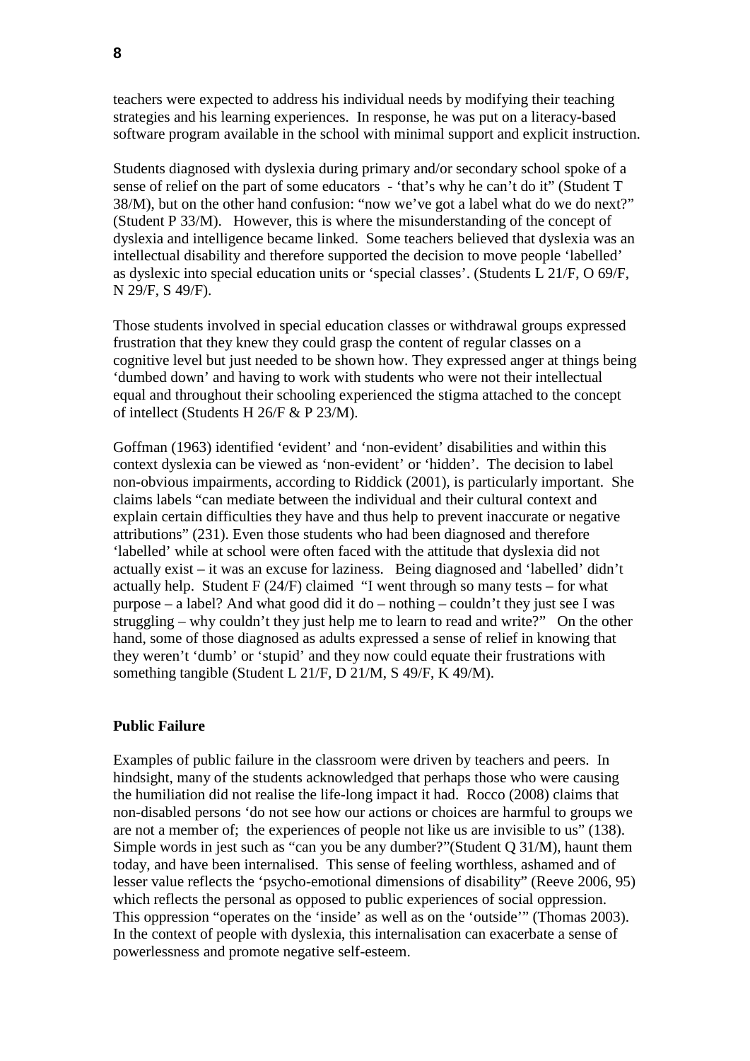teachers were expected to address his individual needs by modifying their teaching strategies and his learning experiences. In response, he was put on a literacy-based software program available in the school with minimal support and explicit instruction.

Students diagnosed with dyslexia during primary and/or secondary school spoke of a sense of relief on the part of some educators - 'that's why he can't do it" (Student T 38/M), but on the other hand confusion: "now we've got a label what do we do next?" (Student P 33/M). However, this is where the misunderstanding of the concept of dyslexia and intelligence became linked. Some teachers believed that dyslexia was an intellectual disability and therefore supported the decision to move people 'labelled' as dyslexic into special education units or 'special classes'. (Students L 21/F, O 69/F, N 29/F, S 49/F).

Those students involved in special education classes or withdrawal groups expressed frustration that they knew they could grasp the content of regular classes on a cognitive level but just needed to be shown how. They expressed anger at things being 'dumbed down' and having to work with students who were not their intellectual equal and throughout their schooling experienced the stigma attached to the concept of intellect (Students H 26/F & P 23/M).

Goffman (1963) identified 'evident' and 'non-evident' disabilities and within this context dyslexia can be viewed as 'non-evident' or 'hidden'. The decision to label non-obvious impairments, according to Riddick (2001), is particularly important. She claims labels "can mediate between the individual and their cultural context and explain certain difficulties they have and thus help to prevent inaccurate or negative attributions" (231). Even those students who had been diagnosed and therefore 'labelled' while at school were often faced with the attitude that dyslexia did not actually exist – it was an excuse for laziness. Being diagnosed and 'labelled' didn't actually help. Student F (24/F) claimed "I went through so many tests – for what purpose – a label? And what good did it do – nothing – couldn't they just see I was struggling – why couldn't they just help me to learn to read and write?" On the other hand, some of those diagnosed as adults expressed a sense of relief in knowing that they weren't 'dumb' or 'stupid' and they now could equate their frustrations with something tangible (Student L 21/F, D 21/M, S 49/F, K 49/M).

**Public Failure**

Examples of public failure in the classroom were driven by teachers and peers. In hindsight, many of the students acknowledged that perhaps those who were causing the humiliation did not realise the life-long impact it had. Rocco (2008) claims that non-disabled persons 'do not see how our actions or choices are harmful to groups we are not a member of; the experiences of people not like us are invisible to us" (138). Simple words in jest such as "can you be any dumber?"(Student Q 31/M), haunt them today, and have been internalised. This sense of feeling worthless, ashamed and of lesser value reflects the 'psycho-emotional dimensions of disability" (Reeve 2006, 95) which reflects the personal as opposed to public experiences of social oppression. This oppression "operates on the 'inside' as well as on the 'outside'" (Thomas 2003). In the context of people with dyslexia, this internalisation can exacerbate a sense of powerlessness and promote negative self-esteem.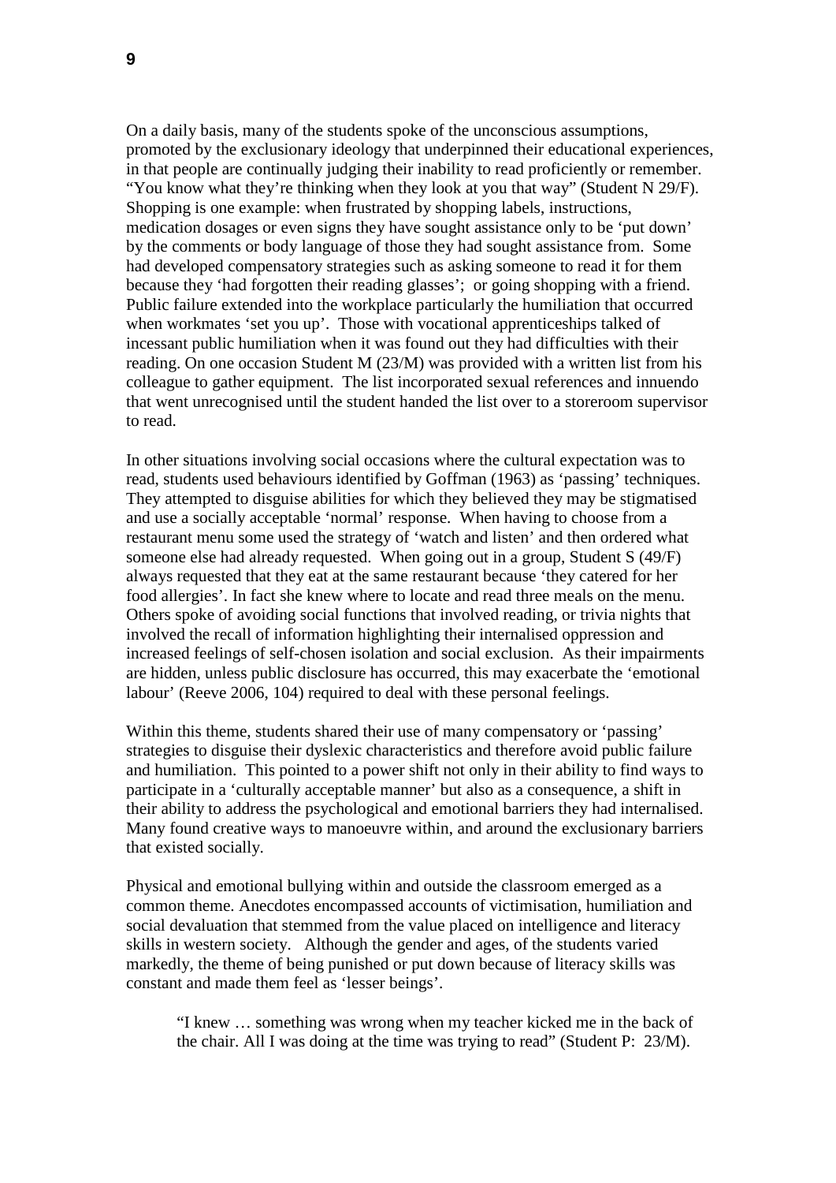On a daily basis, many of the students spoke of the unconscious assumptions, promoted by the exclusionary ideology that underpinned their educational experiences, in that people are continually judging their inability to read proficiently or remember. “You know what they’re thinking when they look at you that way” (Student N 29/F). Shopping is one example: when frustrated by shopping labels, instructions, medication dosages or even signs they have sought assistance only to be ‘put down’ by the comments or body language of those they had sought assistance from. Some had developed compensatory strategies such as asking someone to read it for them because they ‘had forgotten their reading glasses’; or going shopping with a friend. Public failure extended into the workplace particularly the humiliation that occurred when workmates ‘set you up’. Those with vocational apprenticeships talked of incessant public humiliation when it was found out they had difficulties with their reading. On one occasion Student M (23/M) was provided with a written list from his colleague to gather equipment. The list incorporated sexual references and innuendo that went unrecognised until the student handed the list over to a storeroom supervisor to read.

In other situations involving social occasions where the cultural expectation was to read, students used behaviours identified by Goffman (1963) as ‘passing’ techniques. They attempted to disguise abilities for which they believed they may be stigmatised and use a socially acceptable ‘normal’ response. When having to choose from a restaurant menu some used the strategy of ‘watch and listen’ and then ordered what someone else had already requested. When going out in a group, Student S (49/F) always requested that they eat at the same restaurant because ‘they catered for her food allergies’. In fact she knew where to locate and read three meals on the menu. Others spoke of avoiding social functions that involved reading, or trivia nights that involved the recall of information highlighting their internalised oppression and increased feelings of self-chosen isolation and social exclusion. As their impairments are hidden, unless public disclosure has occurred, this may exacerbate the ‘emotional labour’ (Reeve 2006, 104) required to deal with these personal feelings.

Within this theme, students shared their use of many compensatory or ‘passing’ strategies to disguise their dyslexic characteristics and therefore avoid public failure and humiliation. This pointed to a power shift not only in their ability to find ways to participate in a ‘culturally acceptable manner’ but also as a consequence, a shift in their ability to address the psychological and emotional barriers they had internalised. Many found creative ways to manoeuvre within, and around the exclusionary barriers that existed socially.

Physical and emotional bullying within and outside the classroom emerged as a common theme. Anecdotes encompassed accounts of victimisation, humiliation and social devaluation that stemmed from the value placed on intelligence and literacy skills in western society. Although the gender and ages, of the students varied markedly, the theme of being punished or put down because of literacy skills was constant and made them feel as ‘lesser beings’.

> “I knew … something was wrong when my teacher kicked me in the back of the chair. All I was doing at the time was trying to read” (Student P: 23/M).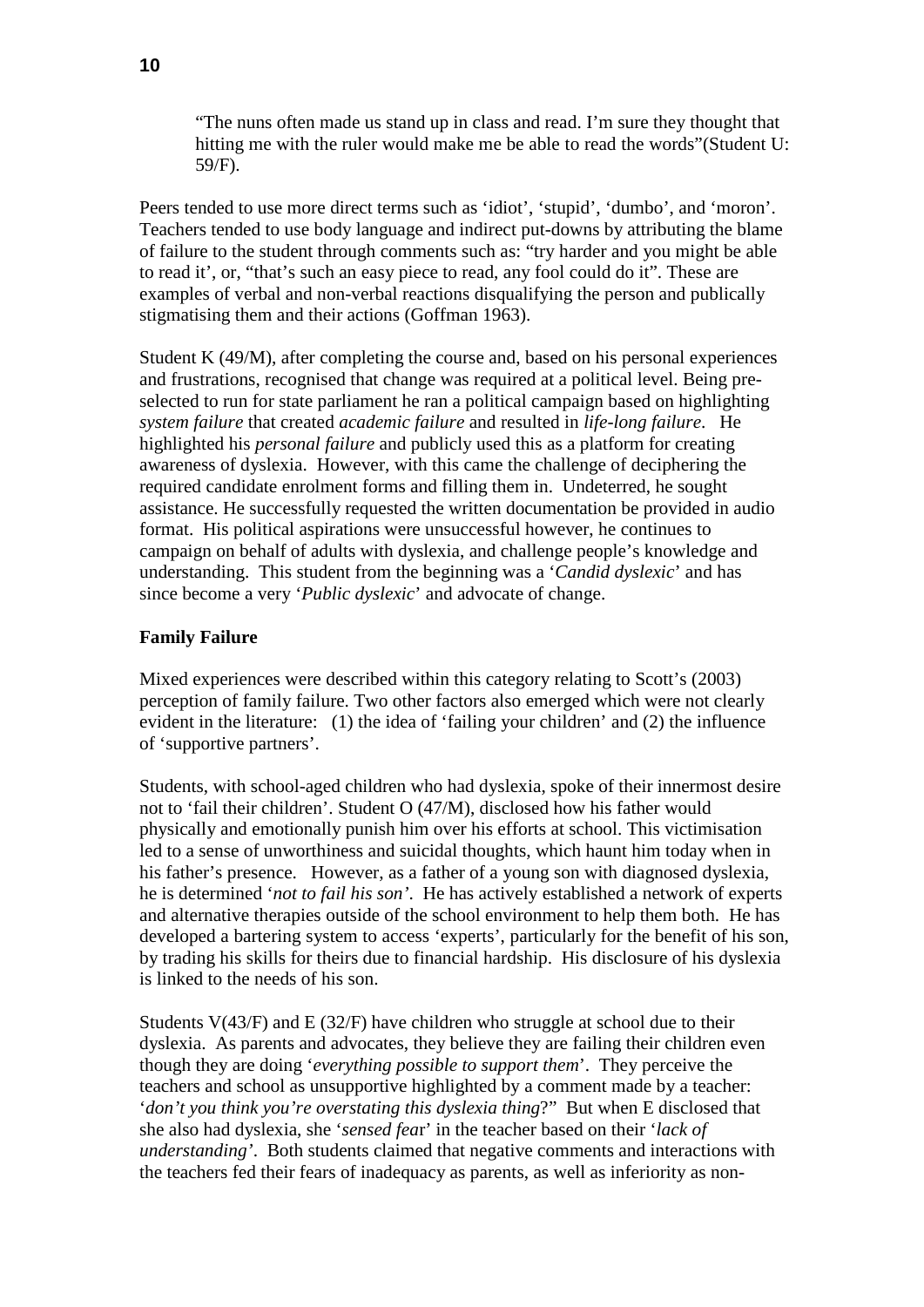> "The nuns often made us stand up in class and read. I'm sure they thought that hitting me with the ruler would make me be able to read the words"(Student U: 59/F).

Peers tended to use more direct terms such as 'idiot', 'stupid', 'dumbo', and 'moron'. Teachers tended to use body language and indirect put-downs by attributing the blame of failure to the student through comments such as: "try harder and you might be able to read it', or, "that's such an easy piece to read, any fool could do it". These are examples of verbal and non-verbal reactions disqualifying the person and publically stigmatising them and their actions (Goffman 1963).

Student K (49/M), after completing the course and, based on his personal experiences and frustrations, recognised that change was required at a political level. Being pre-selected to run for state parliament he ran a political campaign based on highlighting *system failure* that created *academic failure* and resulted in *life-long failure*. He highlighted his *personal failure* and publicly used this as a platform for creating awareness of dyslexia. However, with this came the challenge of deciphering the required candidate enrolment forms and filling them in. Undeterred, he sought assistance. He successfully requested the written documentation be provided in audio format. His political aspirations were unsuccessful however, he continues to campaign on behalf of adults with dyslexia, and challenge people's knowledge and understanding. This student from the beginning was a '*Candid dyslexic*' and has since become a very '*Public dyslexic*' and advocate of change.

**Family Failure**

Mixed experiences were described within this category relating to Scott's (2003) perception of family failure. Two other factors also emerged which were not clearly evident in the literature: (1) the idea of 'failing your children' and (2) the influence of 'supportive partners'.

Students, with school-aged children who had dyslexia, spoke of their innermost desire not to 'fail their children'. Student O (47/M), disclosed how his father would physically and emotionally punish him over his efforts at school. This victimisation led to a sense of unworthiness and suicidal thoughts, which haunt him today when in his father's presence. However, as a father of a young son with diagnosed dyslexia, he is determined '*not to fail his son'*. He has actively established a network of experts and alternative therapies outside of the school environment to help them both. He has developed a bartering system to access 'experts', particularly for the benefit of his son, by trading his skills for theirs due to financial hardship. His disclosure of his dyslexia is linked to the needs of his son.

Students V(43/F) and E (32/F) have children who struggle at school due to their dyslexia. As parents and advocates, they believe they are failing their children even though they are doing '*everything possible to support them*'. They perceive the teachers and school as unsupportive highlighted by a comment made by a teacher: '*don't you think you're overstating this dyslexia thing*?" But when E disclosed that she also had dyslexia, she '*sensed fear*' in the teacher based on their '*lack of understanding'*. Both students claimed that negative comments and interactions with the teachers fed their fears of inadequacy as parents, as well as inferiority as non-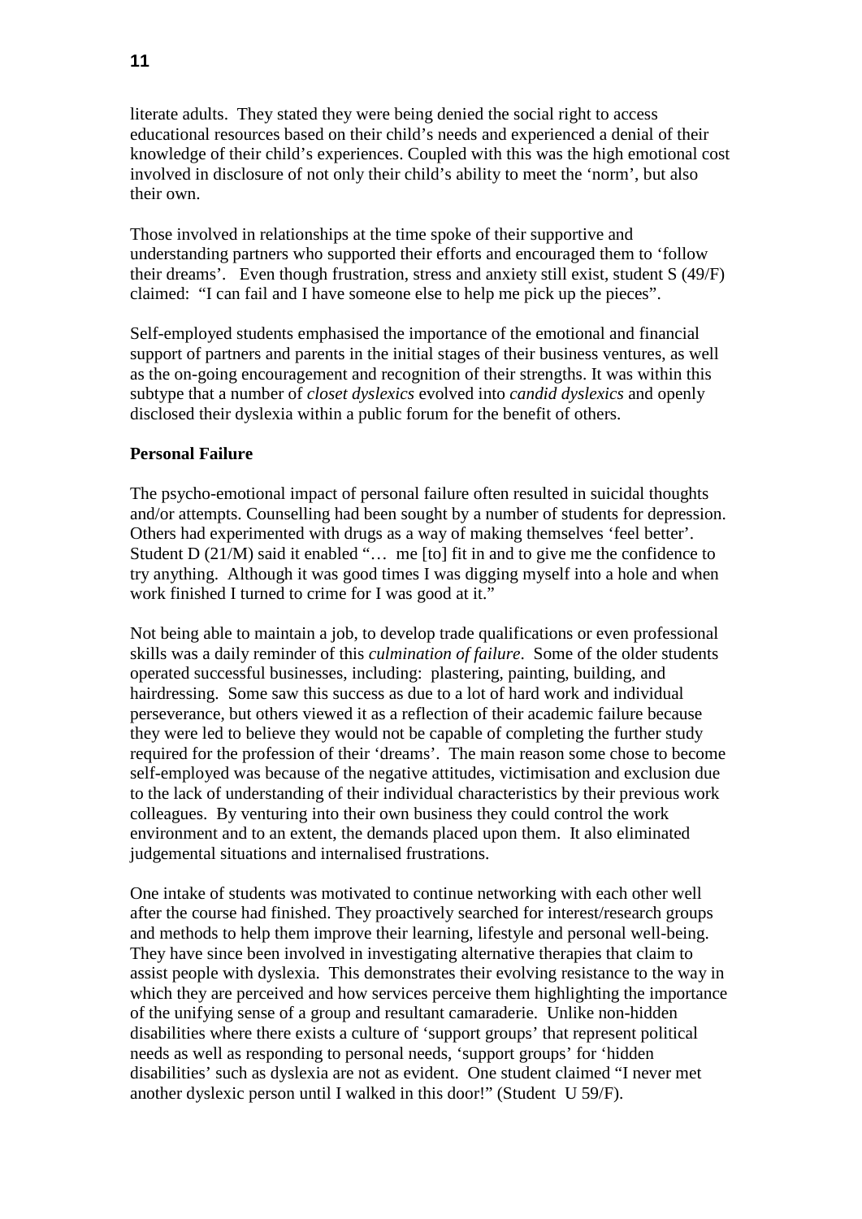literate adults. They stated they were being denied the social right to access educational resources based on their child's needs and experienced a denial of their knowledge of their child's experiences. Coupled with this was the high emotional cost involved in disclosure of not only their child's ability to meet the 'norm', but also their own.

Those involved in relationships at the time spoke of their supportive and understanding partners who supported their efforts and encouraged them to 'follow their dreams'. Even though frustration, stress and anxiety still exist, student S (49/F) claimed: "I can fail and I have someone else to help me pick up the pieces".

Self-employed students emphasised the importance of the emotional and financial support of partners and parents in the initial stages of their business ventures, as well as the on-going encouragement and recognition of their strengths. It was within this subtype that a number of *closet dyslexics* evolved into *candid dyslexics* and openly disclosed their dyslexia within a public forum for the benefit of others.

**Personal Failure**

The psycho-emotional impact of personal failure often resulted in suicidal thoughts and/or attempts. Counselling had been sought by a number of students for depression. Others had experimented with drugs as a way of making themselves 'feel better'. Student D (21/M) said it enabled "… me [to] fit in and to give me the confidence to try anything. Although it was good times I was digging myself into a hole and when work finished I turned to crime for I was good at it."

Not being able to maintain a job, to develop trade qualifications or even professional skills was a daily reminder of this *culmination of failure*. Some of the older students operated successful businesses, including: plastering, painting, building, and hairdressing. Some saw this success as due to a lot of hard work and individual perseverance, but others viewed it as a reflection of their academic failure because they were led to believe they would not be capable of completing the further study required for the profession of their 'dreams'. The main reason some chose to become self-employed was because of the negative attitudes, victimisation and exclusion due to the lack of understanding of their individual characteristics by their previous work colleagues. By venturing into their own business they could control the work environment and to an extent, the demands placed upon them. It also eliminated judgemental situations and internalised frustrations.

One intake of students was motivated to continue networking with each other well after the course had finished. They proactively searched for interest/research groups and methods to help them improve their learning, lifestyle and personal well-being. They have since been involved in investigating alternative therapies that claim to assist people with dyslexia. This demonstrates their evolving resistance to the way in which they are perceived and how services perceive them highlighting the importance of the unifying sense of a group and resultant camaraderie. Unlike non-hidden disabilities where there exists a culture of 'support groups' that represent political needs as well as responding to personal needs, 'support groups' for 'hidden disabilities' such as dyslexia are not as evident. One student claimed "I never met another dyslexic person until I walked in this door!" (Student U 59/F).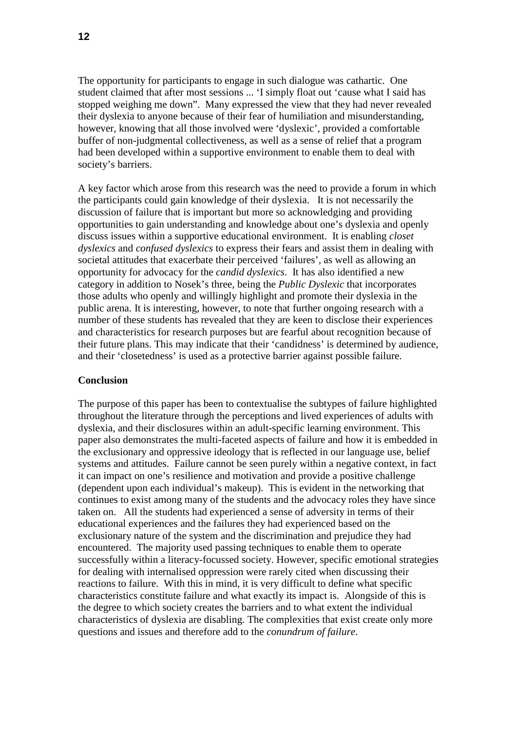The opportunity for participants to engage in such dialogue was cathartic. One student claimed that after most sessions ... 'I simply float out 'cause what I said has stopped weighing me down". Many expressed the view that they had never revealed their dyslexia to anyone because of their fear of humiliation and misunderstanding, however, knowing that all those involved were 'dyslexic', provided a comfortable buffer of non-judgmental collectiveness, as well as a sense of relief that a program had been developed within a supportive environment to enable them to deal with society's barriers.

A key factor which arose from this research was the need to provide a forum in which the participants could gain knowledge of their dyslexia. It is not necessarily the discussion of failure that is important but more so acknowledging and providing opportunities to gain understanding and knowledge about one's dyslexia and openly discuss issues within a supportive educational environment. It is enabling *closet dyslexics* and *confused dyslexics* to express their fears and assist them in dealing with societal attitudes that exacerbate their perceived 'failures', as well as allowing an opportunity for advocacy for the *candid dyslexics*. It has also identified a new category in addition to Nosek's three, being the *Public Dyslexic* that incorporates those adults who openly and willingly highlight and promote their dyslexia in the public arena. It is interesting, however, to note that further ongoing research with a number of these students has revealed that they are keen to disclose their experiences and characteristics for research purposes but are fearful about recognition because of their future plans. This may indicate that their 'candidness' is determined by audience, and their 'closetedness' is used as a protective barrier against possible failure.

## Conclusion

The purpose of this paper has been to contextualise the subtypes of failure highlighted throughout the literature through the perceptions and lived experiences of adults with dyslexia, and their disclosures within an adult-specific learning environment. This paper also demonstrates the multi-faceted aspects of failure and how it is embedded in the exclusionary and oppressive ideology that is reflected in our language use, belief systems and attitudes. Failure cannot be seen purely within a negative context, in fact it can impact on one's resilience and motivation and provide a positive challenge (dependent upon each individual's makeup). This is evident in the networking that continues to exist among many of the students and the advocacy roles they have since taken on. All the students had experienced a sense of adversity in terms of their educational experiences and the failures they had experienced based on the exclusionary nature of the system and the discrimination and prejudice they had encountered. The majority used passing techniques to enable them to operate successfully within a literacy-focussed society. However, specific emotional strategies for dealing with internalised oppression were rarely cited when discussing their reactions to failure. With this in mind, it is very difficult to define what specific characteristics constitute failure and what exactly its impact is. Alongside of this is the degree to which society creates the barriers and to what extent the individual characteristics of dyslexia are disabling. The complexities that exist create only more questions and issues and therefore add to the *conundrum of failure*.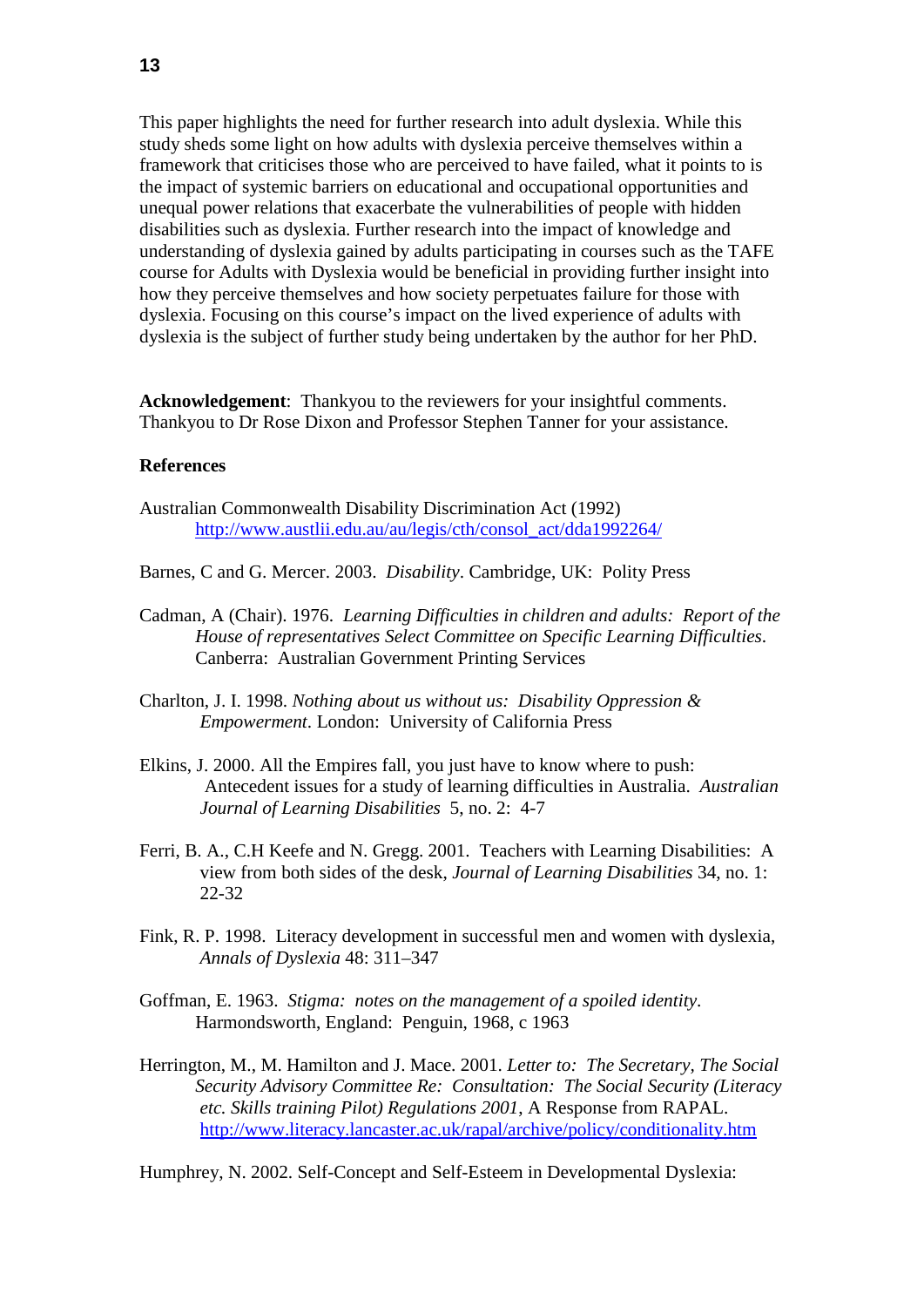This paper highlights the need for further research into adult dyslexia. While this study sheds some light on how adults with dyslexia perceive themselves within a framework that criticises those who are perceived to have failed, what it points to is the impact of systemic barriers on educational and occupational opportunities and unequal power relations that exacerbate the vulnerabilities of people with hidden disabilities such as dyslexia. Further research into the impact of knowledge and understanding of dyslexia gained by adults participating in courses such as the TAFE course for Adults with Dyslexia would be beneficial in providing further insight into how they perceive themselves and how society perpetuates failure for those with dyslexia. Focusing on this course's impact on the lived experience of adults with dyslexia is the subject of further study being undertaken by the author for her PhD.

**Acknowledgement**: Thankyou to the reviewers for your insightful comments. Thankyou to Dr Rose Dixon and Professor Stephen Tanner for your assistance.

**References**

Australian Commonwealth Disability Discrimination Act (1992) http://www.austlii.edu.au/au/legis/cth/consol_act/dda1992264/

Barnes, C and G. Mercer. 2003. *Disability*. Cambridge, UK: Polity Press

Cadman, A (Chair). 1976. *Learning Difficulties in children and adults: Report of the House of representatives Select Committee on Specific Learning Difficulties*. Canberra: Australian Government Printing Services

Charlton, J. I. 1998. *Nothing about us without us: Disability Oppression & Empowerment*. London: University of California Press

Elkins, J. 2000. All the Empires fall, you just have to know where to push: Antecedent issues for a study of learning difficulties in Australia. *Australian Journal of Learning Disabilities* 5, no. 2: 4-7

Ferri, B. A., C.H Keefe and N. Gregg. 2001. Teachers with Learning Disabilities: A view from both sides of the desk, *Journal of Learning Disabilities* 34, no. 1: 22-32

Fink, R. P. 1998. Literacy development in successful men and women with dyslexia, *Annals of Dyslexia* 48: 311–347

Goffman, E. 1963. *Stigma: notes on the management of a spoiled identity*. Harmondsworth, England: Penguin, 1968, c 1963

Herrington, M., M. Hamilton and J. Mace. 2001. *Letter to: The Secretary, The Social Security Advisory Committee Re: Consultation: The Social Security (Literacy etc. Skills training Pilot) Regulations 2001*, A Response from RAPAL. http://www.literacy.lancaster.ac.uk/rapal/archive/policy/conditionality.htm

Humphrey, N. 2002. Self-Concept and Self-Esteem in Developmental Dyslexia: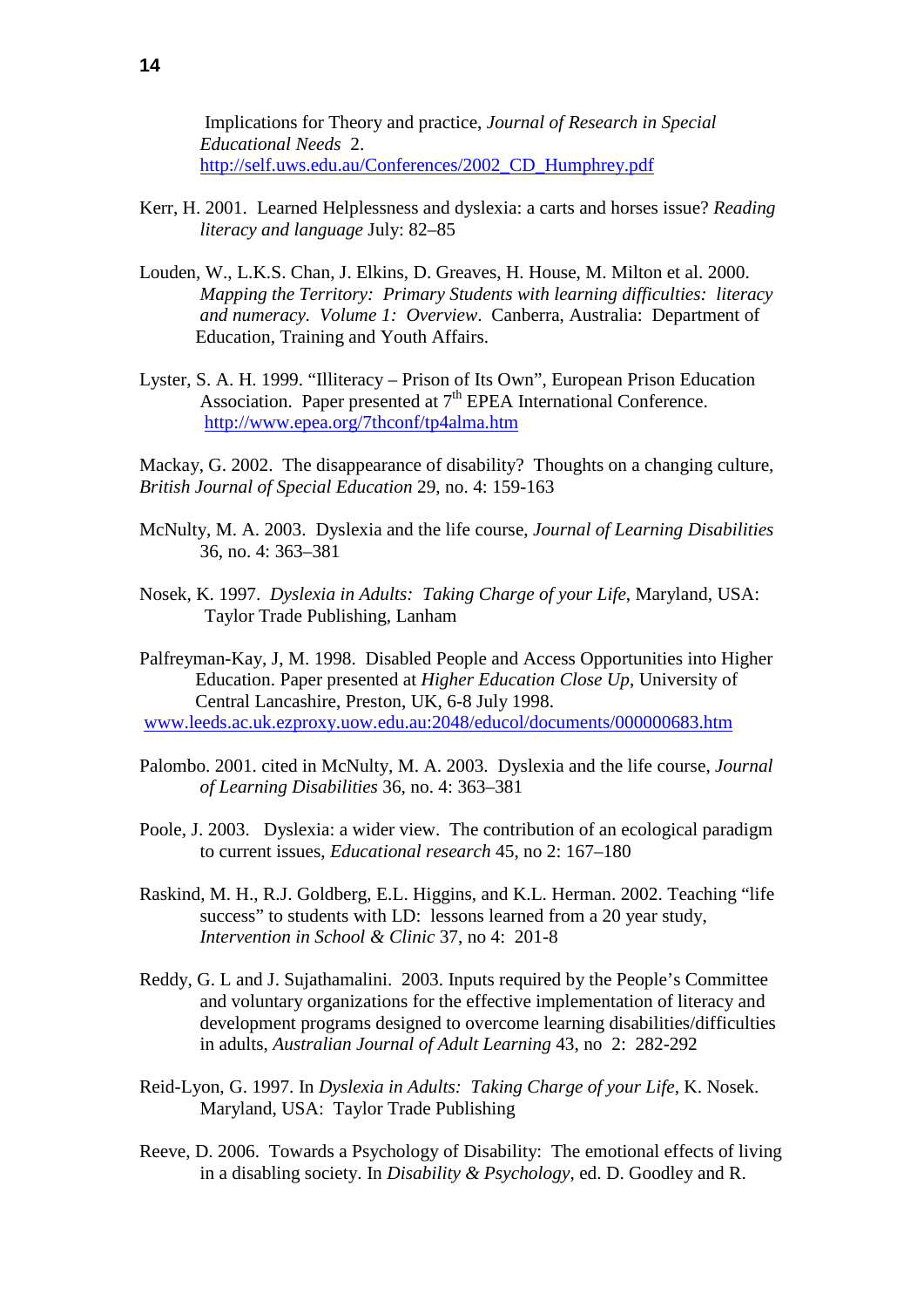Implications for Theory and practice, *Journal of Research in Special Educational Needs* 2. http://self.uws.edu.au/Conferences/2002_CD_Humphrey.pdf

Kerr, H. 2001. Learned Helplessness and dyslexia: a carts and horses issue? *Reading literacy and language* July: 82–85

Louden, W., L.K.S. Chan, J. Elkins, D. Greaves, H. House, M. Milton et al. 2000. *Mapping the Territory: Primary Students with learning difficulties: literacy and numeracy. Volume 1: Overview*. Canberra, Australia: Department of Education, Training and Youth Affairs.

Lyster, S. A. H. 1999. "Illiteracy – Prison of Its Own", European Prison Education Association. Paper presented at 7th EPEA International Conference. http://www.epea.org/7thconf/tp4alma.htm

Mackay, G. 2002. The disappearance of disability? Thoughts on a changing culture, *British Journal of Special Education* 29, no. 4: 159-163

McNulty, M. A. 2003. Dyslexia and the life course, *Journal of Learning Disabilities* 36, no. 4: 363–381

Nosek, K. 1997. *Dyslexia in Adults: Taking Charge of your Life*, Maryland, USA: Taylor Trade Publishing, Lanham

Palfreyman-Kay, J, M. 1998. Disabled People and Access Opportunities into Higher Education. Paper presented at *Higher Education Close Up*, University of Central Lancashire, Preston, UK, 6-8 July 1998. www.leeds.ac.uk.ezproxy.uow.edu.au:2048/educol/documents/000000683.htm

Palombo. 2001. cited in McNulty, M. A. 2003. Dyslexia and the life course, *Journal of Learning Disabilities* 36, no. 4: 363–381

Poole, J. 2003. Dyslexia: a wider view. The contribution of an ecological paradigm to current issues, *Educational research* 45, no 2: 167–180

Raskind, M. H., R.J. Goldberg, E.L. Higgins, and K.L. Herman. 2002. Teaching "life success" to students with LD: lessons learned from a 20 year study, *Intervention in School & Clinic* 37, no 4: 201-8

Reddy, G. L and J. Sujathamalini. 2003. Inputs required by the People's Committee and voluntary organizations for the effective implementation of literacy and development programs designed to overcome learning disabilities/difficulties in adults, *Australian Journal of Adult Learning* 43, no 2: 282-292

Reid-Lyon, G. 1997. In *Dyslexia in Adults: Taking Charge of your Life*, K. Nosek. Maryland, USA: Taylor Trade Publishing

Reeve, D. 2006. Towards a Psychology of Disability: The emotional effects of living in a disabling society. In *Disability & Psychology*, ed. D. Goodley and R.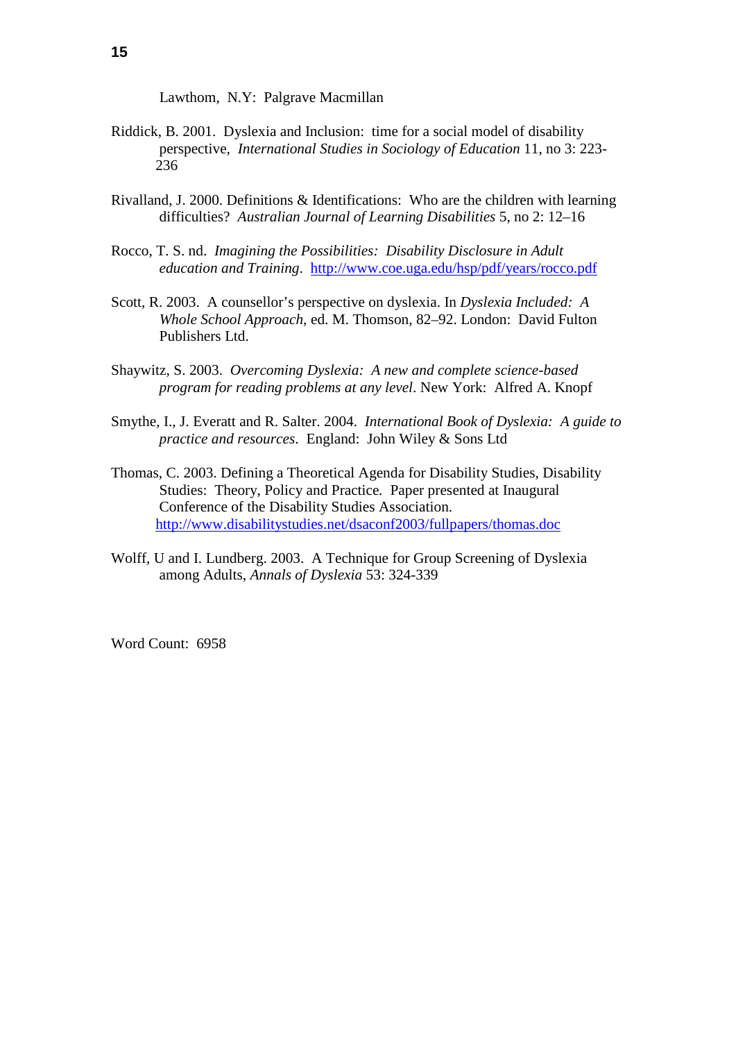Lawthom, N.Y: Palgrave Macmillan

Riddick, B. 2001. Dyslexia and Inclusion: time for a social model of disability perspective, *International Studies in Sociology of Education* 11, no 3: 223-236

Rivalland, J. 2000. Definitions & Identifications: Who are the children with learning difficulties? *Australian Journal of Learning Disabilities* 5, no 2: 12–16

Rocco, T. S. nd. *Imagining the Possibilities: Disability Disclosure in Adult education and Training*. http://www.coe.uga.edu/hsp/pdf/years/rocco.pdf

Scott, R. 2003. A counsellor's perspective on dyslexia. In *Dyslexia Included: A Whole School Approach*, ed. M. Thomson, 82–92. London: David Fulton Publishers Ltd.

Shaywitz, S. 2003. *Overcoming Dyslexia: A new and complete science-based program for reading problems at any level*. New York: Alfred A. Knopf

Smythe, I., J. Everatt and R. Salter. 2004. *International Book of Dyslexia: A guide to practice and resources*. England: John Wiley & Sons Ltd

Thomas, C. 2003. Defining a Theoretical Agenda for Disability Studies, Disability Studies: Theory, Policy and Practice*.* Paper presented at Inaugural Conference of the Disability Studies Association. http://www.disabilitystudies.net/dsaconf2003/fullpapers/thomas.doc

Wolff, U and I. Lundberg. 2003. A Technique for Group Screening of Dyslexia among Adults, *Annals of Dyslexia* 53: 324-339

Word Count: 6958